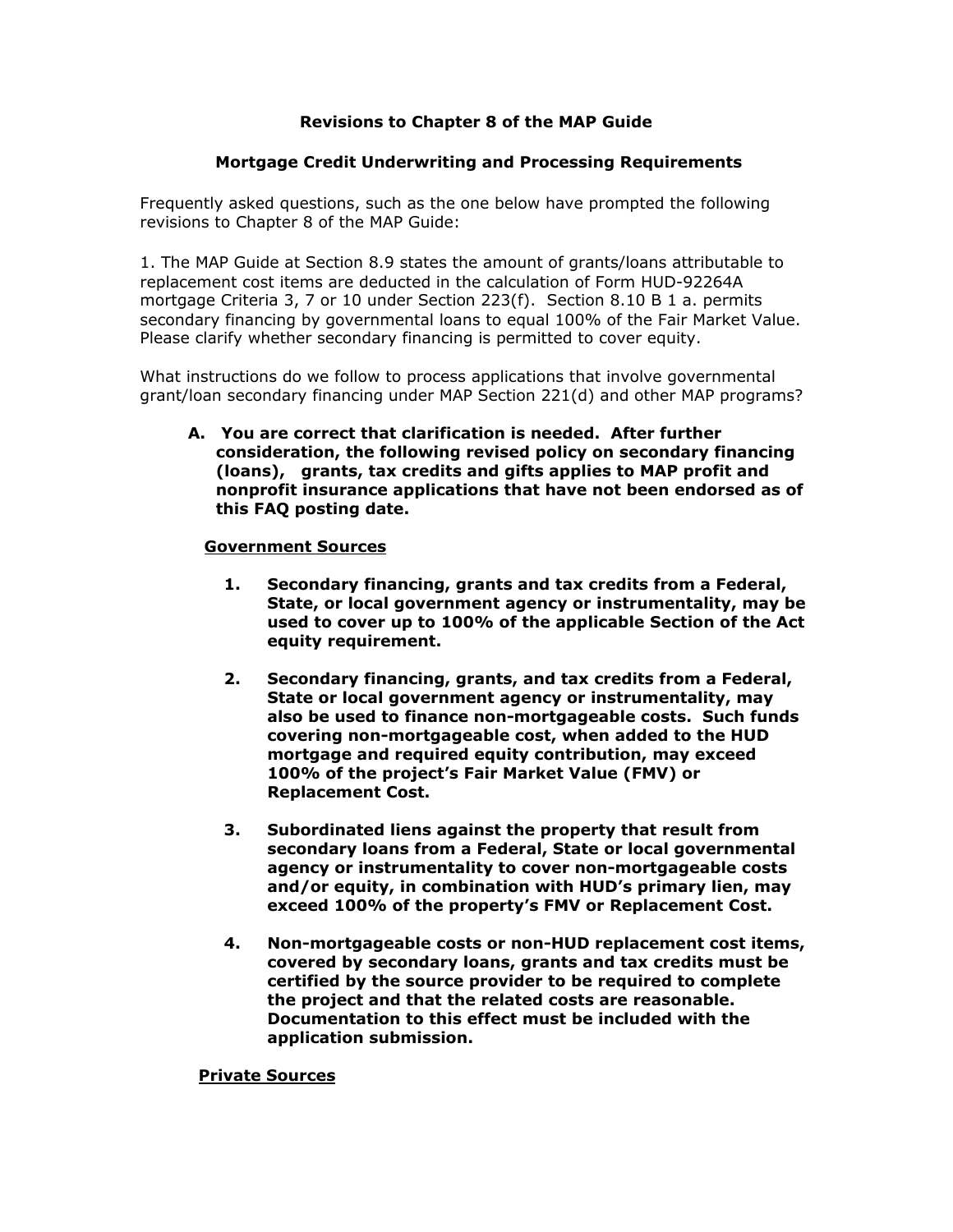**Revisions to Chapter 8 of the MAP Guide**

**Mortgage Credit Underwriting and Processing Requirements**

Frequently asked questions, such as the one below have prompted the following revisions to Chapter 8 of the MAP Guide:

1. The MAP Guide at Section 8.9 states the amount of grants/loans attributable to replacement cost items are deducted in the calculation of Form HUD-92264A mortgage Criteria 3, 7 or 10 under Section 223(f). Section 8.10 B 1 a. permits secondary financing by governmental loans to equal 100% of the Fair Market Value. Please clarify whether secondary financing is permitted to cover equity.

What instructions do we follow to process applications that involve governmental grant/loan secondary financing under MAP Section 221(d) and other MAP programs?

**A. You are correct that clarification is needed. After further consideration, the following revised policy on secondary financing (loans), grants, tax credits and gifts applies to MAP profit and nonprofit insurance applications that have not been endorsed as of this FAQ posting date.**

**<u>Government Sources</u>**

1. **Secondary financing, grants and tax credits from a Federal, State, or local government agency or instrumentality, may be used to cover up to 100% of the applicable Section of the Act equity requirement.**

2. **Secondary financing, grants, and tax credits from a Federal, State or local government agency or instrumentality, may also be used to finance non-mortgageable costs. Such funds covering non-mortgageable cost, when added to the HUD mortgage and required equity contribution, may exceed 100% of the project's Fair Market Value (FMV) or Replacement Cost.**

3. **Subordinated liens against the property that result from secondary loans from a Federal, State or local governmental agency or instrumentality to cover non-mortgageable costs and/or equity, in combination with HUD's primary lien, may exceed 100% of the property's FMV or Replacement Cost.**

4. **Non-mortgageable costs or non-HUD replacement cost items, covered by secondary loans, grants and tax credits must be certified by the source provider to be required to complete the project and that the related costs are reasonable. Documentation to this effect must be included with the application submission.**

**<u>Private Sources</u>**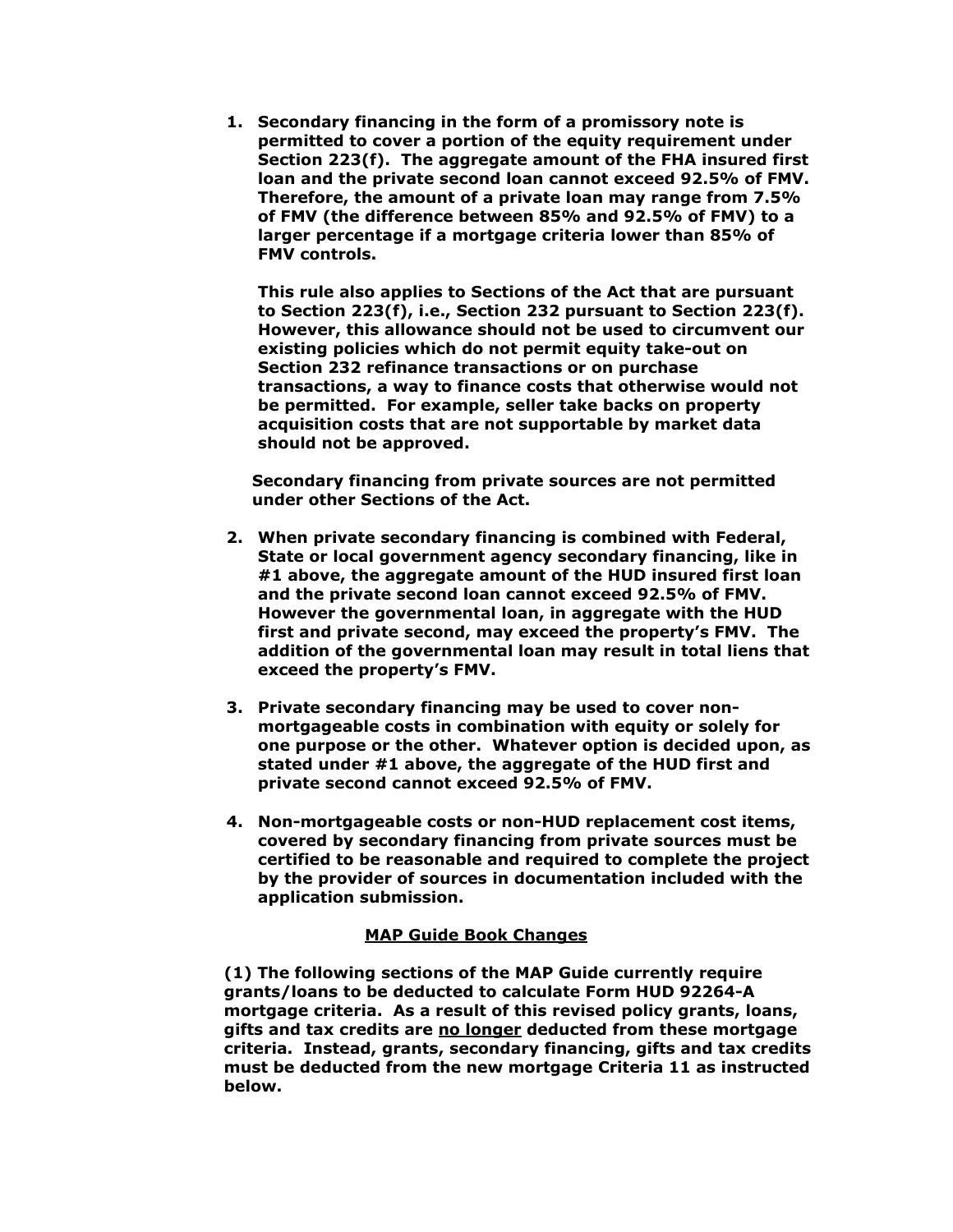1. **Secondary financing in the form of a promissory note is permitted to cover a portion of the equity requirement under Section 223(f). The aggregate amount of the FHA insured first loan and the private second loan cannot exceed 92.5% of FMV. Therefore, the amount of a private loan may range from 7.5% of FMV (the difference between 85% and 92.5% of FMV) to a larger percentage if a mortgage criteria lower than 85% of FMV controls.**

   **This rule also applies to Sections of the Act that are pursuant to Section 223(f), i.e., Section 232 pursuant to Section 223(f). However, this allowance should not be used to circumvent our existing policies which do not permit equity take-out on Section 232 refinance transactions or on purchase transactions, a way to finance costs that otherwise would not be permitted. For example, seller take backs on property acquisition costs that are not supportable by market data should not be approved.**

   **Secondary financing from private sources are not permitted under other Sections of the Act.**

2. **When private secondary financing is combined with Federal, State or local government agency secondary financing, like in #1 above, the aggregate amount of the HUD insured first loan and the private second loan cannot exceed 92.5% of FMV. However the governmental loan, in aggregate with the HUD first and private second, may exceed the property's FMV. The addition of the governmental loan may result in total liens that exceed the property's FMV.**

3. **Private secondary financing may be used to cover non-mortgageable costs in combination with equity or solely for one purpose or the other. Whatever option is decided upon, as stated under #1 above, the aggregate of the HUD first and private second cannot exceed 92.5% of FMV.**

4. **Non-mortgageable costs or non-HUD replacement cost items, covered by secondary financing from private sources must be certified to be reasonable and required to complete the project by the provider of sources in documentation included with the application submission.**

## <u>MAP Guide Book Changes</u>

**(1) The following sections of the MAP Guide currently require grants/loans to be deducted to calculate Form HUD 92264-A mortgage criteria. As a result of this revised policy grants, loans, gifts and tax credits are <u>no longer</u> deducted from these mortgage criteria. Instead, grants, secondary financing, gifts and tax credits must be deducted from the new mortgage Criteria 11 as instructed below.**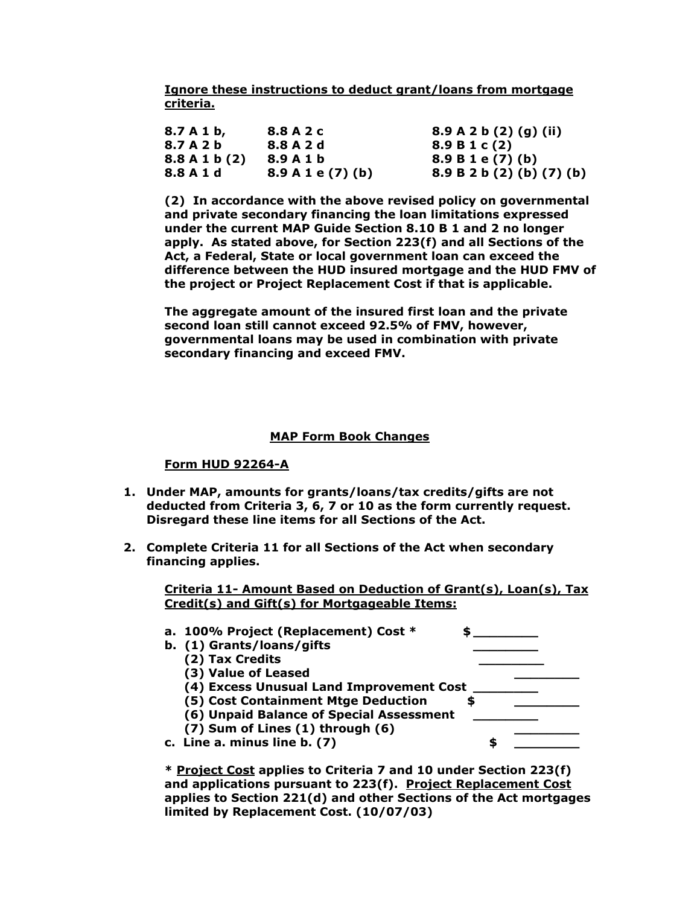**Ignore these instructions to deduct grant/loans from mortgage criteria.**

| | | |
|---|---|---|
| **8.7 A 1 b,** | **8.8 A 2 c** | **8.9 A 2 b (2) (g) (ii)** |
| **8.7 A 2 b** | **8.8 A 2 d** | **8.9 B 1 c (2)** |
| **8.8 A 1 b (2)** | **8.9 A 1 b** | **8.9 B 1 e (7) (b)** |
| **8.8 A 1 d** | **8.9 A 1 e (7) (b)** | **8.9 B 2 b (2) (b) (7) (b)** |

**(2) In accordance with the above revised policy on governmental and private secondary financing the loan limitations expressed under the current MAP Guide Section 8.10 B 1 and 2 no longer apply. As stated above, for Section 223(f) and all Sections of the Act, a Federal, State or local government loan can exceed the difference between the HUD insured mortgage and the HUD FMV of the project or Project Replacement Cost if that is applicable.**

**The aggregate amount of the insured first loan and the private second loan still cannot exceed 92.5% of FMV, however, governmental loans may be used in combination with private secondary financing and exceed FMV.**

## MAP Form Book Changes

**Form HUD 92264-A**

1. **Under MAP, amounts for grants/loans/tax credits/gifts are not deducted from Criteria 3, 6, 7 or 10 as the form currently request. Disregard these line items for all Sections of the Act.**

2. **Complete Criteria 11 for all Sections of the Act when secondary financing applies.**

**Criteria 11- Amount Based on Deduction of Grant(s), Loan(s), Tax Credit(s) and Gift(s) for Mortgageable Items:**

**a. 100% Project (Replacement) Cost \*** $________
**b. (1) Grants/loans/gifts** ________
**(2) Tax Credits** ________
**(3) Value of Leased** ________
**(4) Excess Unusual Land Improvement Cost** ________
**(5) Cost Containment Mtge Deduction** $ ________
**(6) Unpaid Balance of Special Assessment** ________
**(7) Sum of Lines (1) through (6)** ________
**c. Line a. minus line b. (7)** $ ________

**\* Project Cost applies to Criteria 7 and 10 under Section 223(f) and applications pursuant to 223(f). Project Replacement Cost applies to Section 221(d) and other Sections of the Act mortgages limited by Replacement Cost. (10/07/03)**